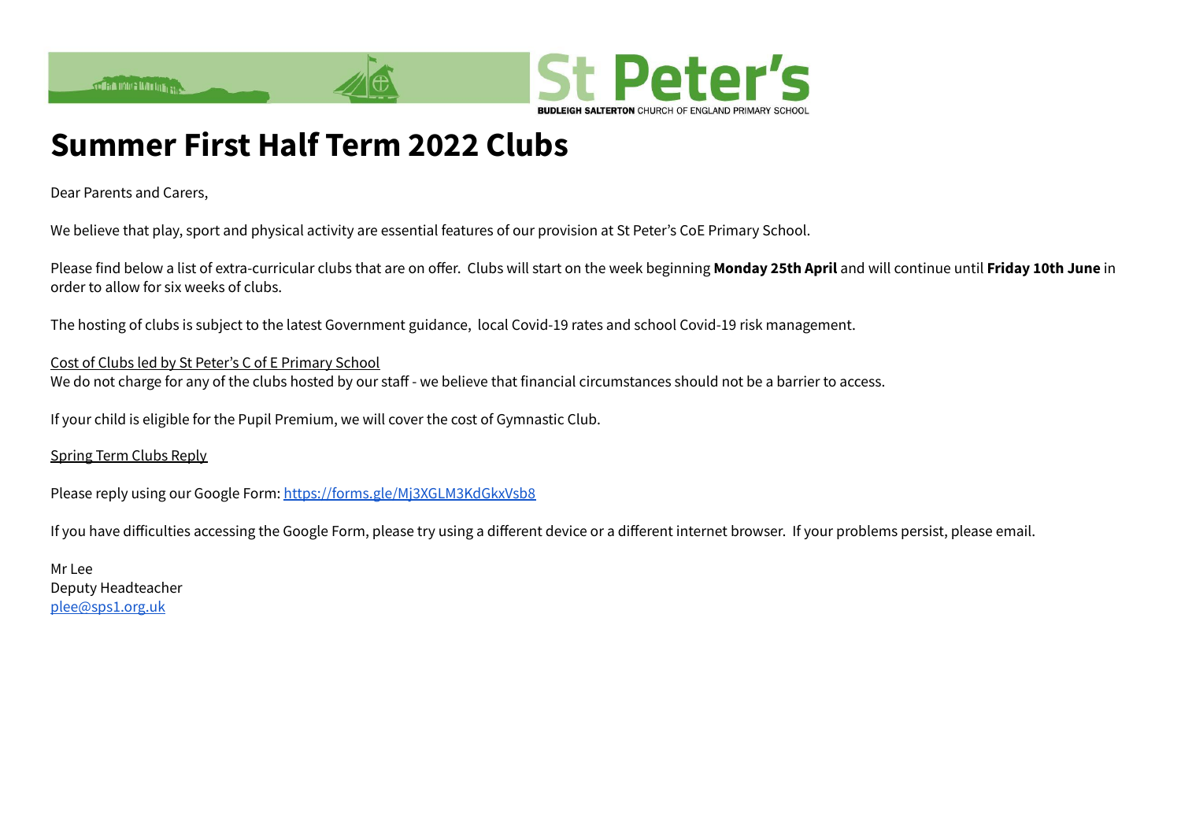St Peter's
BUDLEIGH SALTERTON CHURCH OF ENGLAND PRIMARY SCHOOL

# Summer First Half Term 2022 Clubs

Dear Parents and Carers,

We believe that play, sport and physical activity are essential features of our provision at St Peter's CoE Primary School.

Please find below a list of extra-curricular clubs that are on offer. Clubs will start on the week beginning **Monday 25th April** and will continue until **Friday 10th June** in order to allow for six weeks of clubs.

The hosting of clubs is subject to the latest Government guidance, local Covid-19 rates and school Covid-19 risk management.

Cost of Clubs led by St Peter's C of E Primary School
We do not charge for any of the clubs hosted by our staff - we believe that financial circumstances should not be a barrier to access.

If your child is eligible for the Pupil Premium, we will cover the cost of Gymnastic Club.

Spring Term Clubs Reply

Please reply using our Google Form: [https://forms.gle/Mj3XGLM3KdGkxVsb8](https://forms.gle/Mj3XGLM3KdGkxVsb8)

If you have difficulties accessing the Google Form, please try using a different device or a different internet browser. If your problems persist, please email.

Mr Lee
Deputy Headteacher
[plee@sps1.org.uk](mailto:plee@sps1.org.uk)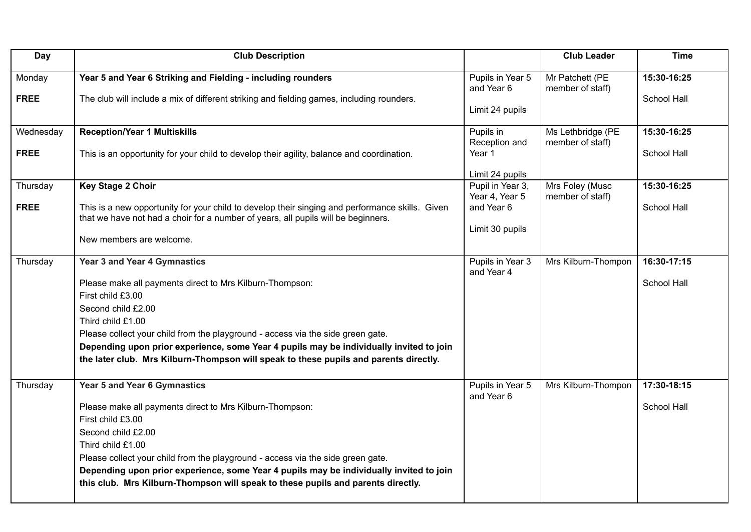| Day | Club Description | | Club Leader | Time |
|---|---|---|---|---|
| Monday<br><br>**FREE** | **Year 5 and Year 6 Striking and Fielding - including rounders**<br><br>The club will include a mix of different striking and fielding games, including rounders. | Pupils in Year 5 and Year 6<br><br>Limit 24 pupils | Mr Patchett (PE member of staff) | **15:30-16:25**<br><br>School Hall |
| Wednesday<br><br>**FREE** | **Reception/Year 1 Multiskills**<br><br>This is an opportunity for your child to develop their agility, balance and coordination. | Pupils in Reception and Year 1<br><br>Limit 24 pupils | Ms Lethbridge (PE member of staff) | **15:30-16:25**<br><br>School Hall |
| Thursday<br><br>**FREE** | **Key Stage 2 Choir**<br><br>This is a new opportunity for your child to develop their singing and performance skills. Given that we have not had a choir for a number of years, all pupils will be beginners.<br><br>New members are welcome. | Pupil in Year 3, Year 4, Year 5 and Year 6<br><br>Limit 30 pupils | Mrs Foley (Musc member of staff) | **15:30-16:25**<br><br>School Hall |
| Thursday | **Year 3 and Year 4 Gymnastics**<br><br>Please make all payments direct to Mrs Kilburn-Thompson:<br>First child £3.00<br>Second child £2.00<br>Third child £1.00<br>Please collect your child from the playground - access via the side green gate.<br>**Depending upon prior experience, some Year 4 pupils may be individually invited to join the later club. Mrs Kilburn-Thompson will speak to these pupils and parents directly.** | Pupils in Year 3 and Year 4 | Mrs Kilburn-Thompon | **16:30-17:15**<br><br>School Hall |
| Thursday | **Year 5 and Year 6 Gymnastics**<br><br>Please make all payments direct to Mrs Kilburn-Thompson:<br>First child £3.00<br>Second child £2.00<br>Third child £1.00<br>Please collect your child from the playground - access via the side green gate.<br>**Depending upon prior experience, some Year 4 pupils may be individually invited to join this club. Mrs Kilburn-Thompson will speak to these pupils and parents directly.** | Pupils in Year 5 and Year 6 | Mrs Kilburn-Thompon | **17:30-18:15**<br><br>School Hall |